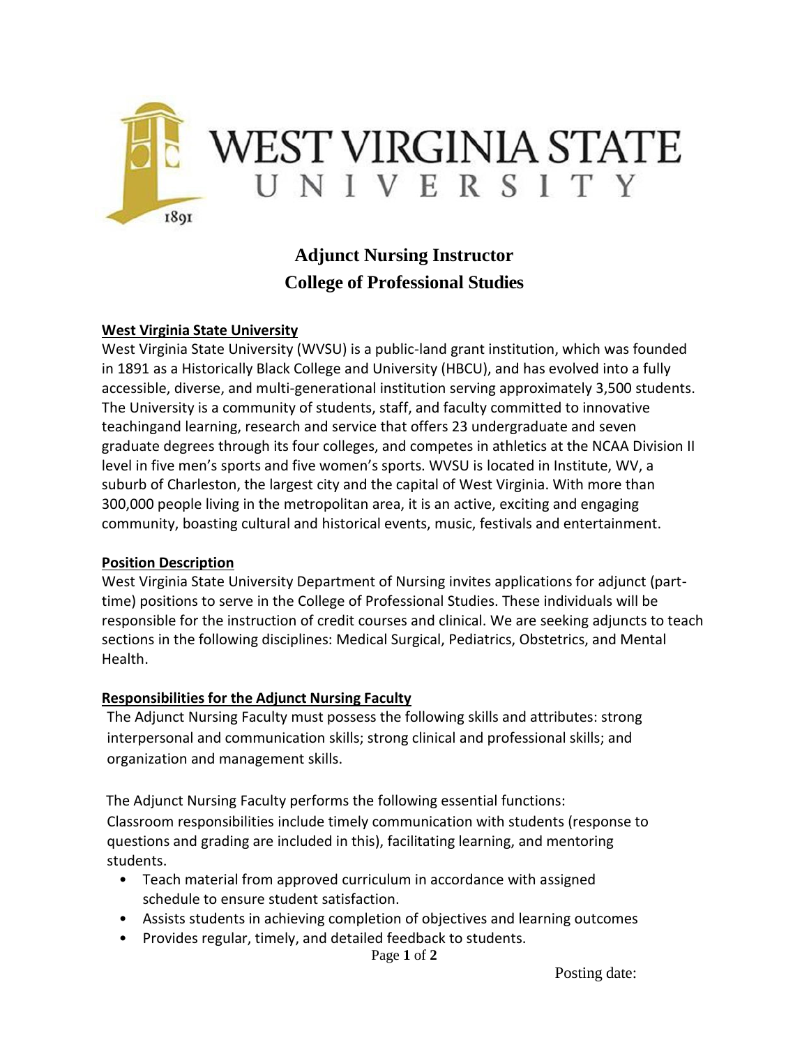# WEST VIRGINIA STATE UNIVERSITY

## Adjunct Nursing Instructor
## College of Professional Studies

**West Virginia State University**

West Virginia State University (WVSU) is a public-land grant institution, which was founded in 1891 as a Historically Black College and University (HBCU), and has evolved into a fully accessible, diverse, and multi-generational institution serving approximately 3,500 students. The University is a community of students, staff, and faculty committed to innovative teachingand learning, research and service that offers 23 undergraduate and seven graduate degrees through its four colleges, and competes in athletics at the NCAA Division II level in five men's sports and five women's sports. WVSU is located in Institute, WV, a suburb of Charleston, the largest city and the capital of West Virginia. With more than 300,000 people living in the metropolitan area, it is an active, exciting and engaging community, boasting cultural and historical events, music, festivals and entertainment.

**Position Description**

West Virginia State University Department of Nursing invites applications for adjunct (part-time) positions to serve in the College of Professional Studies. These individuals will be responsible for the instruction of credit courses and clinical. We are seeking adjuncts to teach sections in the following disciplines: Medical Surgical, Pediatrics, Obstetrics, and Mental Health.

**Responsibilities for the Adjunct Nursing Faculty**

The Adjunct Nursing Faculty must possess the following skills and attributes: strong interpersonal and communication skills; strong clinical and professional skills; and organization and management skills.

The Adjunct Nursing Faculty performs the following essential functions:
Classroom responsibilities include timely communication with students (response to questions and grading are included in this), facilitating learning, and mentoring students.

- Teach material from approved curriculum in accordance with assigned schedule to ensure student satisfaction.
- Assists students in achieving completion of objectives and learning outcomes
- Provides regular, timely, and detailed feedback to students.

Posting date: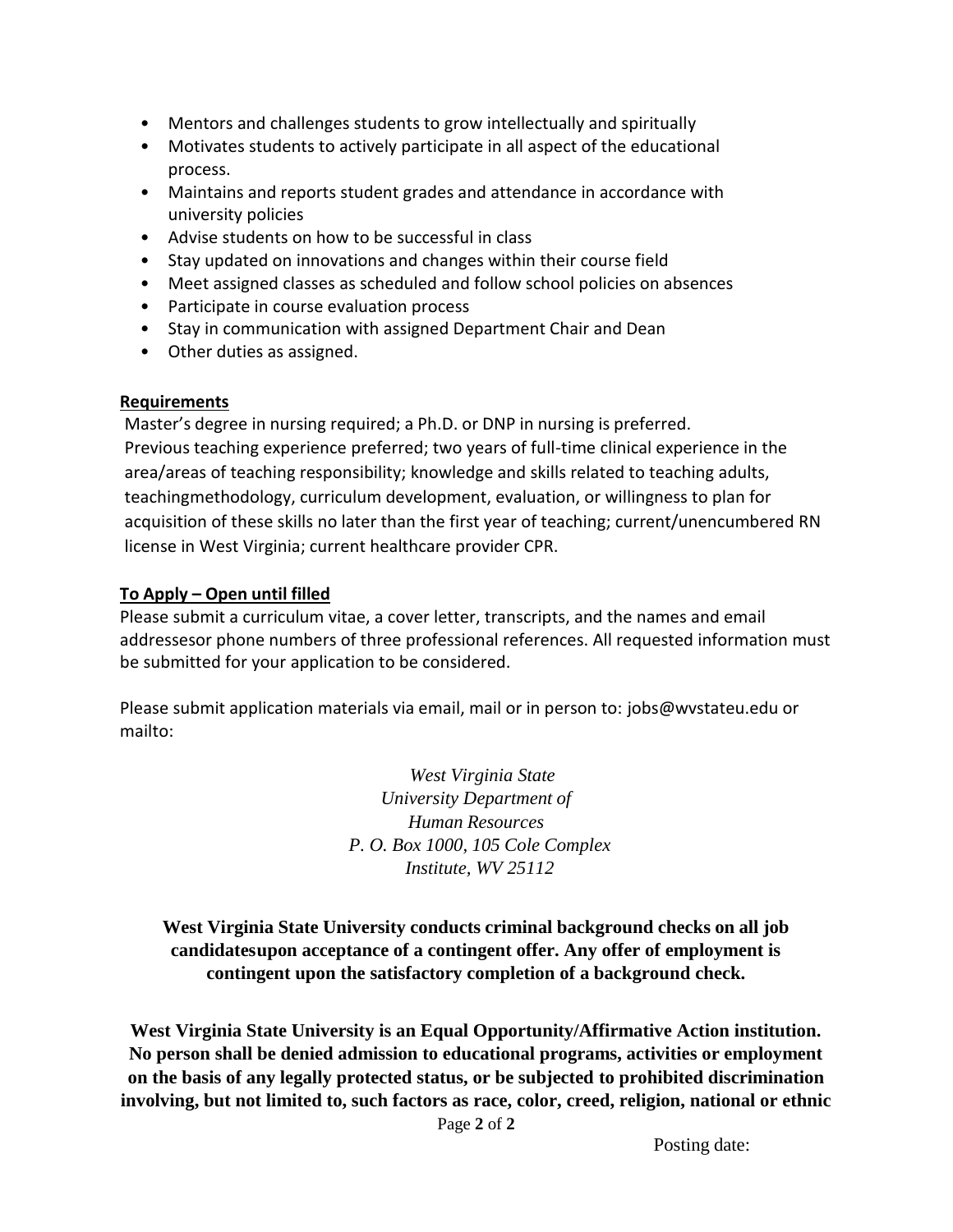- Mentors and challenges students to grow intellectually and spiritually
- Motivates students to actively participate in all aspect of the educational process.
- Maintains and reports student grades and attendance in accordance with university policies
- Advise students on how to be successful in class
- Stay updated on innovations and changes within their course field
- Meet assigned classes as scheduled and follow school policies on absences
- Participate in course evaluation process
- Stay in communication with assigned Department Chair and Dean
- Other duties as assigned.

**<u>Requirements</u>**

Master's degree in nursing required; a Ph.D. or DNP in nursing is preferred. Previous teaching experience preferred; two years of full-time clinical experience in the area/areas of teaching responsibility; knowledge and skills related to teaching adults, teachingmethodology, curriculum development, evaluation, or willingness to plan for acquisition of these skills no later than the first year of teaching; current/unencumbered RN license in West Virginia; current healthcare provider CPR.

**<u>To Apply – Open until filled</u>**

Please submit a curriculum vitae, a cover letter, transcripts, and the names and email addressesor phone numbers of three professional references. All requested information must be submitted for your application to be considered.

Please submit application materials via email, mail or in person to: jobs@wvstateu.edu or mailto:

*West Virginia State*
*University Department of*
*Human Resources*
*P. O. Box 1000, 105 Cole Complex*
*Institute, WV 25112*

**West Virginia State University conducts criminal background checks on all job candidatesupon acceptance of a contingent offer. Any offer of employment is contingent upon the satisfactory completion of a background check.**

**West Virginia State University is an Equal Opportunity/Affirmative Action institution. No person shall be denied admission to educational programs, activities or employment on the basis of any legally protected status, or be subjected to prohibited discrimination involving, but not limited to, such factors as race, color, creed, religion, national or ethnic**

Posting date: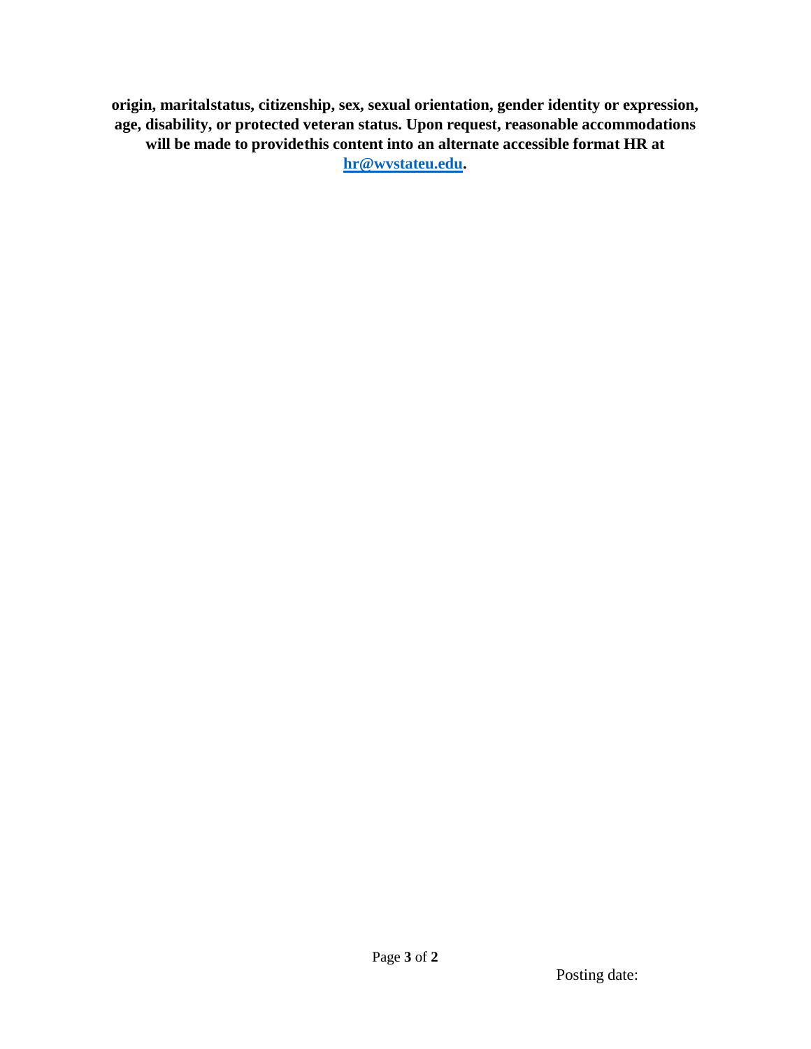**origin, maritalstatus, citizenship, sex, sexual orientation, gender identity or expression, age, disability, or protected veteran status. Upon request, reasonable accommodations will be made to providethis content into an alternate accessible format HR at [hr@wvstateu.edu](mailto:hr@wvstateu.edu).**

Posting date: